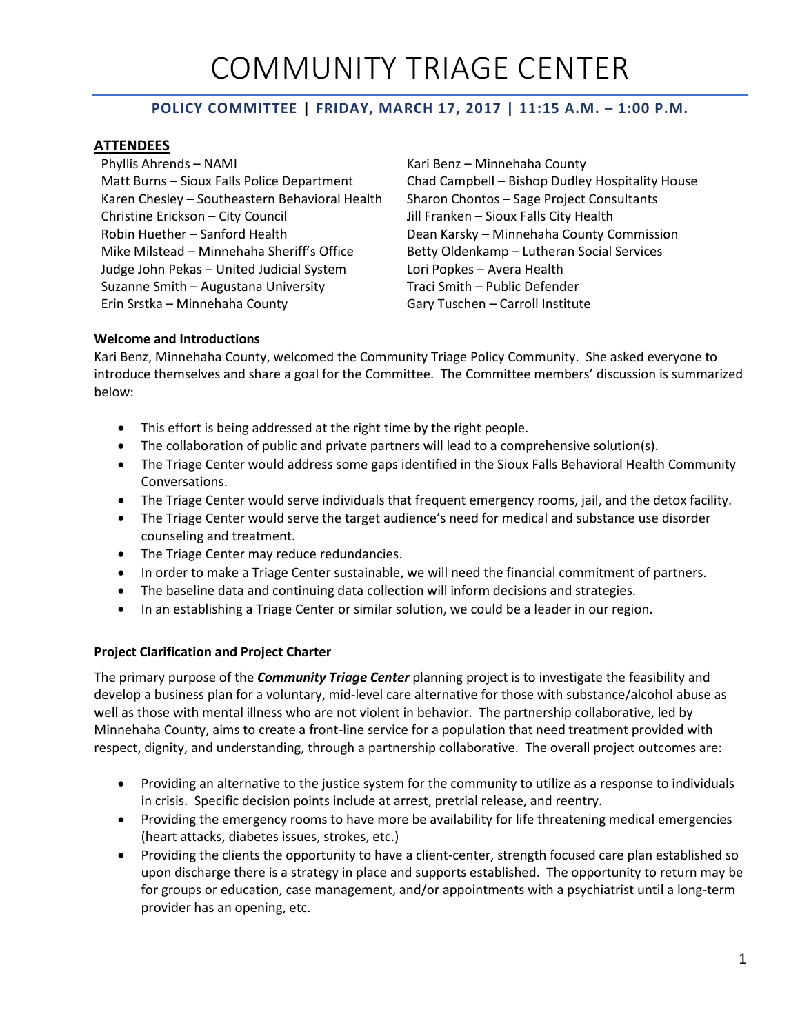# COMMUNITY TRIAGE CENTER

### POLICY COMMITTEE | FRIDAY, MARCH 17, 2017 | 11:15 A.M. – 1:00 P.M.

**ATTENDEES**

Phyllis Ahrends – NAMI
Matt Burns – Sioux Falls Police Department
Karen Chesley – Southeastern Behavioral Health
Christine Erickson – City Council
Robin Huether – Sanford Health
Mike Milstead – Minnehaha Sheriff's Office
Judge John Pekas – United Judicial System
Suzanne Smith – Augustana University
Erin Srstka – Minnehaha County
Kari Benz – Minnehaha County
Chad Campbell – Bishop Dudley Hospitality House
Sharon Chontos – Sage Project Consultants
Jill Franken – Sioux Falls City Health
Dean Karsky – Minnehaha County Commission
Betty Oldenkamp – Lutheran Social Services
Lori Popkes – Avera Health
Traci Smith – Public Defender
Gary Tuschen – Carroll Institute

**Welcome and Introductions**

Kari Benz, Minnehaha County, welcomed the Community Triage Policy Community. She asked everyone to introduce themselves and share a goal for the Committee. The Committee members' discussion is summarized below:

- This effort is being addressed at the right time by the right people.
- The collaboration of public and private partners will lead to a comprehensive solution(s).
- The Triage Center would address some gaps identified in the Sioux Falls Behavioral Health Community Conversations.
- The Triage Center would serve individuals that frequent emergency rooms, jail, and the detox facility.
- The Triage Center would serve the target audience's need for medical and substance use disorder counseling and treatment.
- The Triage Center may reduce redundancies.
- In order to make a Triage Center sustainable, we will need the financial commitment of partners.
- The baseline data and continuing data collection will inform decisions and strategies.
- In an establishing a Triage Center or similar solution, we could be a leader in our region.

**Project Clarification and Project Charter**

The primary purpose of the ***Community Triage Center*** planning project is to investigate the feasibility and develop a business plan for a voluntary, mid-level care alternative for those with substance/alcohol abuse as well as those with mental illness who are not violent in behavior. The partnership collaborative, led by Minnehaha County, aims to create a front-line service for a population that need treatment provided with respect, dignity, and understanding, through a partnership collaborative. The overall project outcomes are:

- Providing an alternative to the justice system for the community to utilize as a response to individuals in crisis. Specific decision points include at arrest, pretrial release, and reentry.
- Providing the emergency rooms to have more be availability for life threatening medical emergencies (heart attacks, diabetes issues, strokes, etc.)
- Providing the clients the opportunity to have a client-center, strength focused care plan established so upon discharge there is a strategy in place and supports established. The opportunity to return may be for groups or education, case management, and/or appointments with a psychiatrist until a long-term provider has an opening, etc.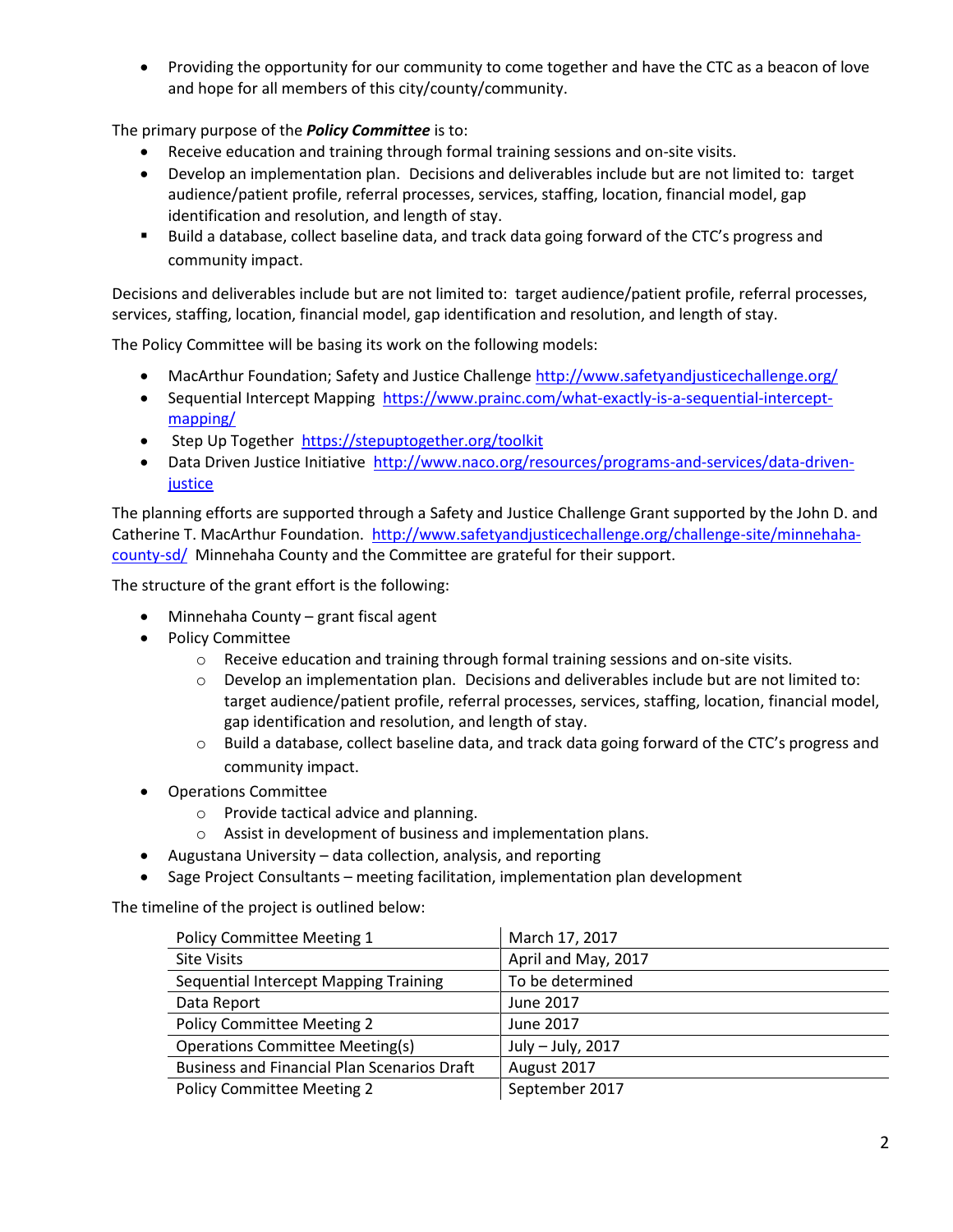- Providing the opportunity for our community to come together and have the CTC as a beacon of love and hope for all members of this city/county/community.

The primary purpose of the ***Policy Committee*** is to:

- Receive education and training through formal training sessions and on-site visits.
- Develop an implementation plan. Decisions and deliverables include but are not limited to: target audience/patient profile, referral processes, services, staffing, location, financial model, gap identification and resolution, and length of stay.
- Build a database, collect baseline data, and track data going forward of the CTC's progress and community impact.

Decisions and deliverables include but are not limited to: target audience/patient profile, referral processes, services, staffing, location, financial model, gap identification and resolution, and length of stay.

The Policy Committee will be basing its work on the following models:

- MacArthur Foundation; Safety and Justice Challenge http://www.safetyandjusticechallenge.org/
- Sequential Intercept Mapping https://www.prainc.com/what-exactly-is-a-sequential-intercept-mapping/
- Step Up Together https://stepuptogether.org/toolkit
- Data Driven Justice Initiative http://www.naco.org/resources/programs-and-services/data-driven-justice

The planning efforts are supported through a Safety and Justice Challenge Grant supported by the John D. and Catherine T. MacArthur Foundation. http://www.safetyandjusticechallenge.org/challenge-site/minnehaha-county-sd/ Minnehaha County and the Committee are grateful for their support.

The structure of the grant effort is the following:

- Minnehaha County – grant fiscal agent
- Policy Committee
  - Receive education and training through formal training sessions and on-site visits.
  - Develop an implementation plan. Decisions and deliverables include but are not limited to: target audience/patient profile, referral processes, services, staffing, location, financial model, gap identification and resolution, and length of stay.
  - Build a database, collect baseline data, and track data going forward of the CTC's progress and community impact.
- Operations Committee
  - Provide tactical advice and planning.
  - Assist in development of business and implementation plans.
- Augustana University – data collection, analysis, and reporting
- Sage Project Consultants – meeting facilitation, implementation plan development

The timeline of the project is outlined below:

| | |
|---|---|
| Policy Committee Meeting 1 | March 17, 2017 |
| Site Visits | April and May, 2017 |
| Sequential Intercept Mapping Training | To be determined |
| Data Report | June 2017 |
| Policy Committee Meeting 2 | June 2017 |
| Operations Committee Meeting(s) | July – July, 2017 |
| Business and Financial Plan Scenarios Draft | August 2017 |
| Policy Committee Meeting 2 | September 2017 |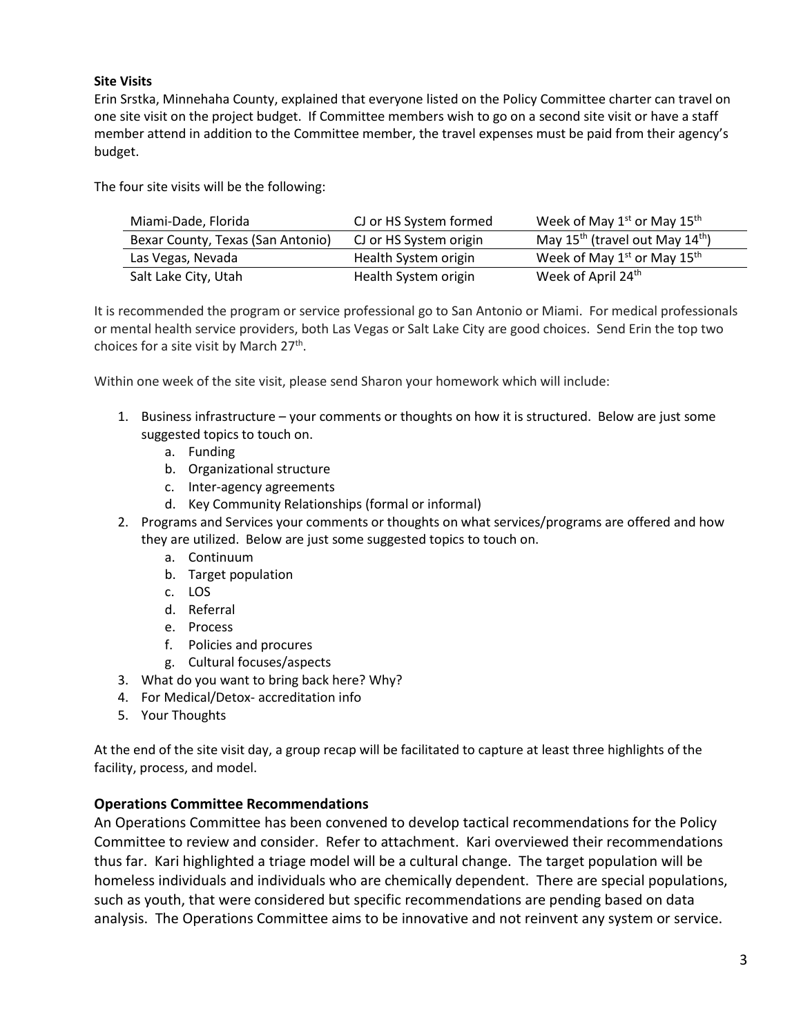**Site Visits**

Erin Srstka, Minnehaha County, explained that everyone listed on the Policy Committee charter can travel on one site visit on the project budget. If Committee members wish to go on a second site visit or have a staff member attend in addition to the Committee member, the travel expenses must be paid from their agency's budget.

The four site visits will be the following:

| | | |
|---|---|---|
| Miami-Dade, Florida | CJ or HS System formed | Week of May 1st or May 15th |
| Bexar County, Texas (San Antonio) | CJ or HS System origin | May 15th (travel out May 14th) |
| Las Vegas, Nevada | Health System origin | Week of May 1st or May 15th |
| Salt Lake City, Utah | Health System origin | Week of April 24th |

It is recommended the program or service professional go to San Antonio or Miami. For medical professionals or mental health service providers, both Las Vegas or Salt Lake City are good choices. Send Erin the top two choices for a site visit by March 27th.

Within one week of the site visit, please send Sharon your homework which will include:

1. Business infrastructure – your comments or thoughts on how it is structured. Below are just some suggested topics to touch on.
   a. Funding
   b. Organizational structure
   c. Inter-agency agreements
   d. Key Community Relationships (formal or informal)
2. Programs and Services your comments or thoughts on what services/programs are offered and how they are utilized. Below are just some suggested topics to touch on.
   a. Continuum
   b. Target population
   c. LOS
   d. Referral
   e. Process
   f. Policies and procures
   g. Cultural focuses/aspects
3. What do you want to bring back here? Why?
4. For Medical/Detox- accreditation info
5. Your Thoughts

At the end of the site visit day, a group recap will be facilitated to capture at least three highlights of the facility, process, and model.

## Operations Committee Recommendations

An Operations Committee has been convened to develop tactical recommendations for the Policy Committee to review and consider. Refer to attachment. Kari overviewed their recommendations thus far. Kari highlighted a triage model will be a cultural change. The target population will be homeless individuals and individuals who are chemically dependent. There are special populations, such as youth, that were considered but specific recommendations are pending based on data analysis. The Operations Committee aims to be innovative and not reinvent any system or service.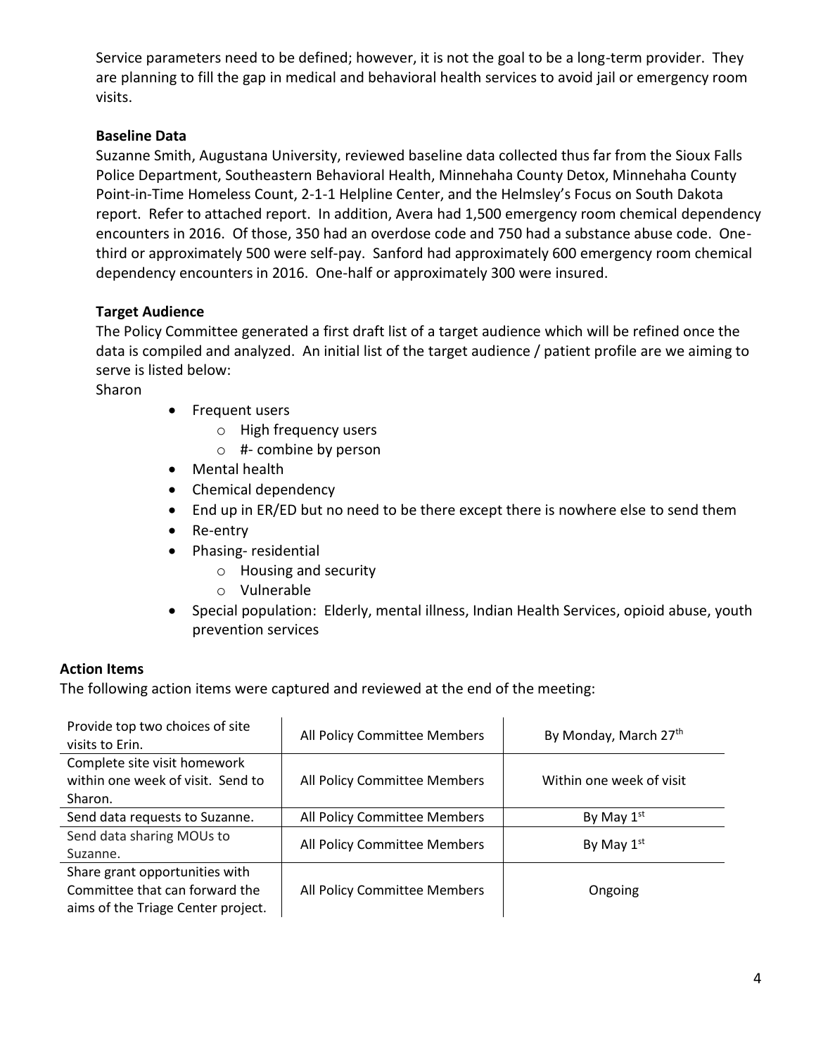Service parameters need to be defined; however, it is not the goal to be a long-term provider. They are planning to fill the gap in medical and behavioral health services to avoid jail or emergency room visits.

**Baseline Data**

Suzanne Smith, Augustana University, reviewed baseline data collected thus far from the Sioux Falls Police Department, Southeastern Behavioral Health, Minnehaha County Detox, Minnehaha County Point-in-Time Homeless Count, 2-1-1 Helpline Center, and the Helmsley's Focus on South Dakota report. Refer to attached report. In addition, Avera had 1,500 emergency room chemical dependency encounters in 2016. Of those, 350 had an overdose code and 750 had a substance abuse code. One-third or approximately 500 were self-pay. Sanford had approximately 600 emergency room chemical dependency encounters in 2016. One-half or approximately 300 were insured.

**Target Audience**

The Policy Committee generated a first draft list of a target audience which will be refined once the data is compiled and analyzed. An initial list of the target audience / patient profile are we aiming to serve is listed below:

Sharon

- Frequent users
  - High frequency users
  - #- combine by person
- Mental health
- Chemical dependency
- End up in ER/ED but no need to be there except there is nowhere else to send them
- Re-entry
- Phasing- residential
  - Housing and security
  - Vulnerable
- Special population: Elderly, mental illness, Indian Health Services, opioid abuse, youth prevention services

## Action Items

The following action items were captured and reviewed at the end of the meeting:

| | | |
|---|---|---|
| Provide top two choices of site visits to Erin. | All Policy Committee Members | By Monday, March 27th |
| Complete site visit homework within one week of visit. Send to Sharon. | All Policy Committee Members | Within one week of visit |
| Send data requests to Suzanne. | All Policy Committee Members | By May 1st |
| Send data sharing MOUs to Suzanne. | All Policy Committee Members | By May 1st |
| Share grant opportunities with Committee that can forward the aims of the Triage Center project. | All Policy Committee Members | Ongoing |